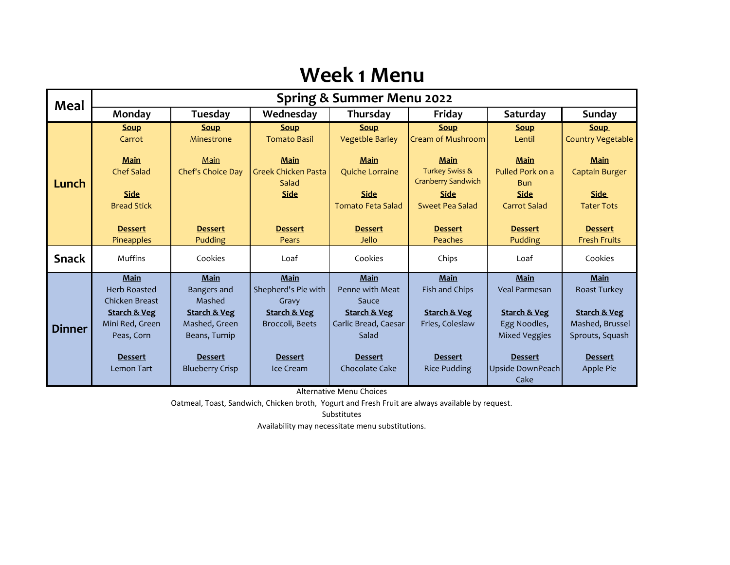# Week 1 Menu

| Meal | Monday | Tuesday | Wednesday | Thursday | Friday | Saturday | Sunday |
|---|---|---|---|---|---|---|---|
| | Spring & Summer Menu 2022 | | | | | | |
| Lunch | **Soup** Carrot<br><br>**Main** Chef Salad<br><br>**Side** Bread Stick<br><br>**Dessert** Pineapples | **Soup** Minestrone<br><br>Main Chef's Choice Day<br><br>**Dessert** Pudding | **Soup** Tomato Basil<br><br>**Main** Greek Chicken Pasta Salad<br>**Side**<br><br>**Dessert** Pears | **Soup** Vegetble Barley<br><br>**Main** Quiche Lorraine<br><br>**Side** Tomato Feta Salad<br><br>**Dessert** Jello | **Soup** Cream of Mushroom<br><br>**Main** Turkey Swiss & Cranberry Sandwich<br>**Side** Sweet Pea Salad<br><br>**Dessert** Peaches | **Soup** Lentil<br><br>**Main** Pulled Pork on a Bun<br>**Side** Carrot Salad<br><br>**Dessert** Pudding | **Soup** Country Vegetable<br><br>**Main** Captain Burger<br><br>**Side** Tater Tots<br><br>**Dessert** Fresh Fruits |
| Snack | Muffins | Cookies | Loaf | Cookies | Chips | Loaf | Cookies |
| Dinner | **Main** Herb Roasted Chicken Breast<br>**Starch & Veg** Mini Red, Green Peas, Corn<br><br>**Dessert** Lemon Tart | **Main** Bangers and Mashed<br>**Starch & Veg** Mashed, Green Beans, Turnip<br><br>**Dessert** Blueberry Crisp | **Main** Shepherd's Pie with Gravy<br>**Starch & Veg** Broccoli, Beets<br><br>**Dessert** Ice Cream | **Main** Penne with Meat Sauce<br>**Starch & Veg** Garlic Bread, Caesar Salad<br><br>**Dessert** Chocolate Cake | **Main** Fish and Chips<br><br>**Starch & Veg** Fries, Coleslaw<br><br>**Dessert** Rice Pudding | **Main** Veal Parmesan<br><br>**Starch & Veg** Egg Noodles, Mixed Veggies<br><br>**Dessert** Upside DownPeach Cake | **Main** Roast Turkey<br><br>**Starch & Veg** Mashed, Brussel Sprouts, Squash<br><br>**Dessert** Apple Pie |

Alternative Menu Choices

Oatmeal, Toast, Sandwich, Chicken broth, Yogurt and Fresh Fruit are always available by request.

Substitutes

Availability may necessitate menu substitutions.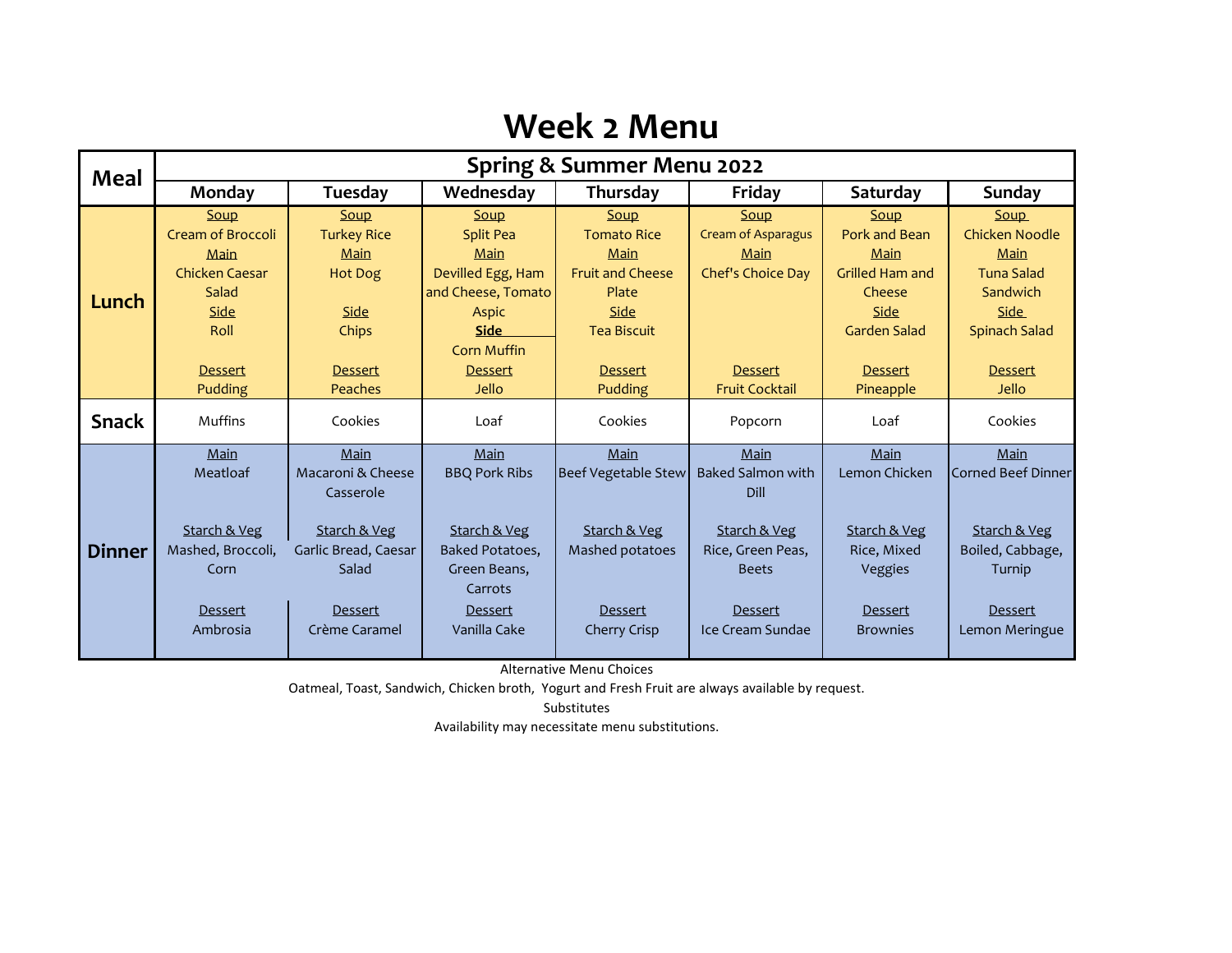# Week 2 Menu

| Meal | Spring & Summer Menu 2022 | | | | | | |
|---|---|---|---|---|---|---|---|
| | **Monday** | **Tuesday** | **Wednesday** | **Thursday** | **Friday** | **Saturday** | **Sunday** |
| **Lunch** | Soup<br>Cream of Broccoli<br>Main<br>Chicken Caesar Salad<br>Side<br>Roll<br>Dessert<br>Pudding | Soup<br>Turkey Rice<br>Main<br>Hot Dog<br>Side<br>Chips<br>Dessert<br>Peaches | Soup<br>Split Pea<br>Main<br>Devilled Egg, Ham and Cheese, Tomato Aspic<br>Side<br>Corn Muffin<br>Dessert<br>Jello | Soup<br>Tomato Rice<br>Main<br>Fruit and Cheese Plate<br>Side<br>Tea Biscuit<br>Dessert<br>Pudding | Soup<br>Cream of Asparagus<br>Main<br>Chef's Choice Day<br>Dessert<br>Fruit Cocktail | Soup<br>Pork and Bean<br>Main<br>Grilled Ham and Cheese<br>Side<br>Garden Salad<br>Dessert<br>Pineapple | Soup<br>Chicken Noodle<br>Main<br>Tuna Salad Sandwich<br>Side<br>Spinach Salad<br>Dessert<br>Jello |
| **Snack** | Muffins | Cookies | Loaf | Cookies | Popcorn | Loaf | Cookies |
| **Dinner** | Main<br>Meatloaf<br>Starch & Veg<br>Mashed, Broccoli, Corn<br>Dessert<br>Ambrosia | Main<br>Macaroni & Cheese Casserole<br>Starch & Veg<br>Garlic Bread, Caesar Salad<br>Dessert<br>Crème Caramel | Main<br>BBQ Pork Ribs<br>Starch & Veg<br>Baked Potatoes, Green Beans, Carrots<br>Dessert<br>Vanilla Cake | Main<br>Beef Vegetable Stew<br>Starch & Veg<br>Mashed potatoes<br>Dessert<br>Cherry Crisp | Main<br>Baked Salmon with Dill<br>Starch & Veg<br>Rice, Green Peas, Beets<br>Dessert<br>Ice Cream Sundae | Main<br>Lemon Chicken<br>Starch & Veg<br>Rice, Mixed Veggies<br>Dessert<br>Brownies | Main<br>Corned Beef Dinner<br>Starch & Veg<br>Boiled, Cabbage, Turnip<br>Dessert<br>Lemon Meringue |

Alternative Menu Choices

Oatmeal, Toast, Sandwich, Chicken broth, Yogurt and Fresh Fruit are always available by request.

Substitutes

Availability may necessitate menu substitutions.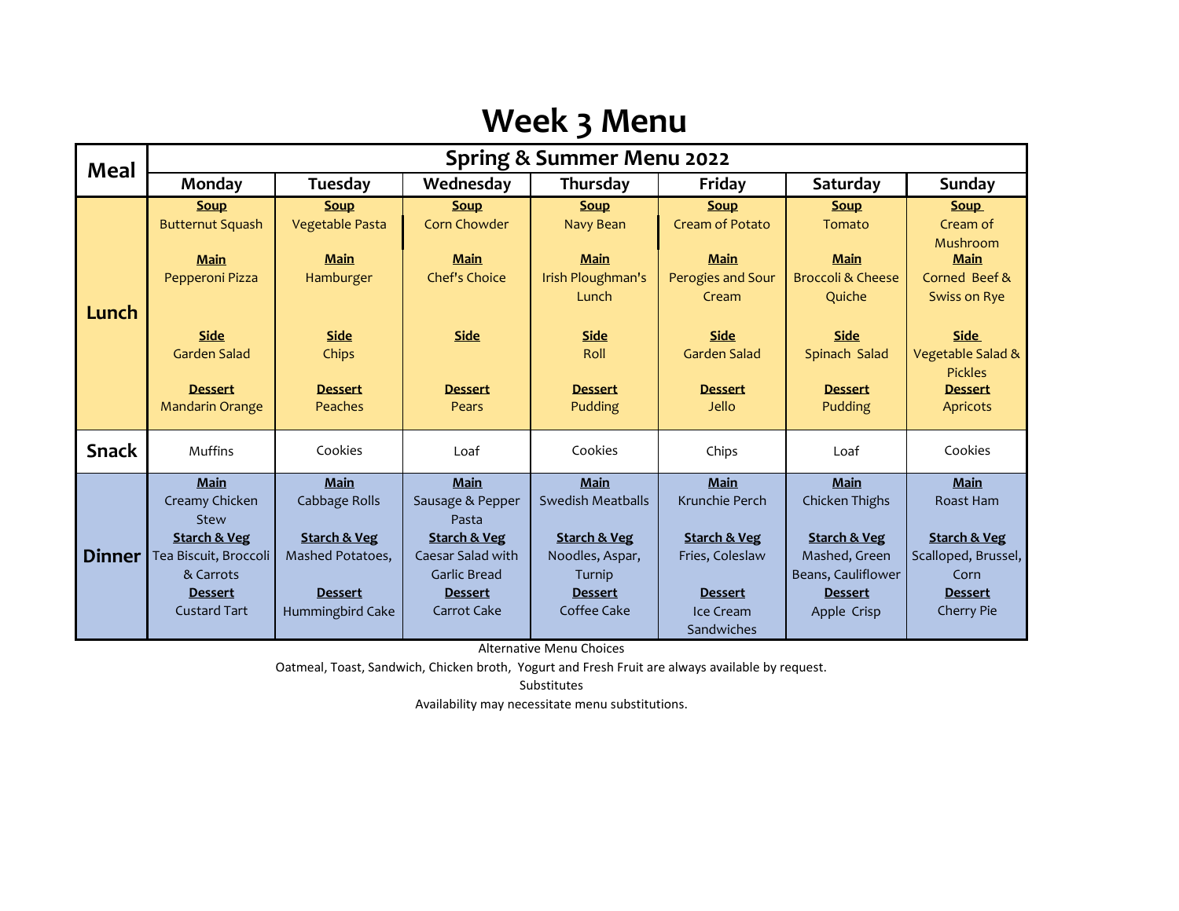# Week 3 Menu

| Meal | Monday | Tuesday | Wednesday | Thursday | Friday | Saturday | Sunday |
|---|---|---|---|---|---|---|---|
| | Spring & Summer Menu 2022 | | | | | | |
| **Lunch** | **Soup** Butternut Squash<br>**Main** Pepperoni Pizza<br>**Side** Garden Salad<br>**Dessert** Mandarin Orange | **Soup** Vegetable Pasta<br>**Main** Hamburger<br>**Side** Chips<br>**Dessert** Peaches | **Soup** Corn Chowder<br>**Main** Chef's Choice<br>**Side**<br>**Dessert** Pears | **Soup** Navy Bean<br>**Main** Irish Ploughman's Lunch<br>**Side** Roll<br>**Dessert** Pudding | **Soup** Cream of Potato<br>**Main** Perogies and Sour Cream<br>**Side** Garden Salad<br>**Dessert** Jello | **Soup** Tomato<br>**Main** Broccoli & Cheese Quiche<br>**Side** Spinach Salad<br>**Dessert** Pudding | **Soup** Cream of Mushroom<br>**Main** Corned Beef & Swiss on Rye<br>**Side** Vegetable Salad & Pickles<br>**Dessert** Apricots |
| **Snack** | Muffins | Cookies | Loaf | Cookies | Chips | Loaf | Cookies |
| **Dinner** | **Main** Creamy Chicken Stew<br>**Starch & Veg** Tea Biscuit, Broccoli & Carrots<br>**Dessert** Custard Tart | **Main** Cabbage Rolls<br>**Starch & Veg** Mashed Potatoes,<br>**Dessert** Hummingbird Cake | **Main** Sausage & Pepper Pasta<br>**Starch & Veg** Caesar Salad with Garlic Bread<br>**Dessert** Carrot Cake | **Main** Swedish Meatballs<br>**Starch & Veg** Noodles, Aspar, Turnip<br>**Dessert** Coffee Cake | **Main** Krunchie Perch<br>**Starch & Veg** Fries, Coleslaw<br>**Dessert** Ice Cream Sandwiches | **Main** Chicken Thighs<br>**Starch & Veg** Mashed, Green Beans, Cauliflower<br>**Dessert** Apple Crisp | **Main** Roast Ham<br>**Starch & Veg** Scalloped, Brussel, Corn<br>**Dessert** Cherry Pie |

Alternative Menu Choices

Oatmeal, Toast, Sandwich, Chicken broth, Yogurt and Fresh Fruit are always available by request.

Substitutes

Availability may necessitate menu substitutions.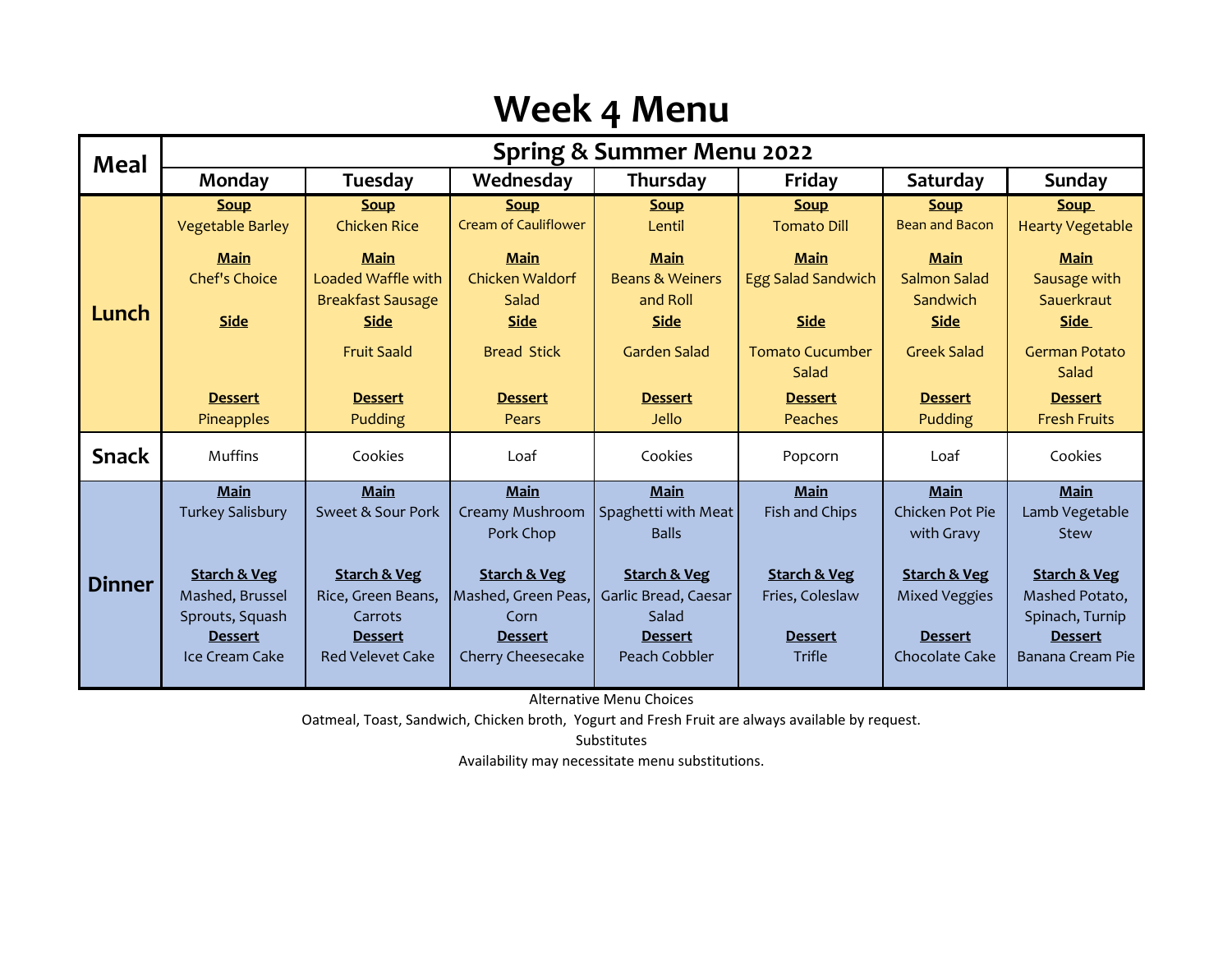# Week 4 Menu

| Meal | Spring & Summer Menu 2022 | | | | | | |
|---|---|---|---|---|---|---|---|
| | **Monday** | **Tuesday** | **Wednesday** | **Thursday** | **Friday** | **Saturday** | **Sunday** |
| **Lunch** | **Soup**<br>Vegetable Barley<br>**Main**<br>Chef's Choice<br>**Side**<br><br>**Dessert**<br>Pineapples | **Soup**<br>Chicken Rice<br>**Main**<br>Loaded Waffle with Breakfast Sausage<br>**Side**<br>Fruit Saald<br>**Dessert**<br>Pudding | **Soup**<br>Cream of Cauliflower<br>**Main**<br>Chicken Waldorf Salad<br>**Side**<br>Bread Stick<br>**Dessert**<br>Pears | **Soup**<br>Lentil<br>**Main**<br>Beans & Weiners and Roll<br>**Side**<br>Garden Salad<br>**Dessert**<br>Jello | **Soup**<br>Tomato Dill<br>**Main**<br>Egg Salad Sandwich<br>**Side**<br>Tomato Cucumber Salad<br>**Dessert**<br>Peaches | **Soup**<br>Bean and Bacon<br>**Main**<br>Salmon Salad Sandwich<br>**Side**<br>Greek Salad<br>**Dessert**<br>Pudding | **Soup**<br>Hearty Vegetable<br>**Main**<br>Sausage with Sauerkraut<br>**Side**<br>German Potato Salad<br>**Dessert**<br>Fresh Fruits |
| **Snack** | Muffins | Cookies | Loaf | Cookies | Popcorn | Loaf | Cookies |
| **Dinner** | **Main**<br>Turkey Salisbury<br>**Starch & Veg**<br>Mashed, Brussel Sprouts, Squash<br>**Dessert**<br>Ice Cream Cake | **Main**<br>Sweet & Sour Pork<br>**Starch & Veg**<br>Rice, Green Beans, Carrots<br>**Dessert**<br>Red Velevet Cake | **Main**<br>Creamy Mushroom Pork Chop<br>**Starch & Veg**<br>Mashed, Green Peas, Corn<br>**Dessert**<br>Cherry Cheesecake | **Main**<br>Spaghetti with Meat Balls<br>**Starch & Veg**<br>Garlic Bread, Caesar Salad<br>**Dessert**<br>Peach Cobbler | **Main**<br>Fish and Chips<br>**Starch & Veg**<br>Fries, Coleslaw<br>**Dessert**<br>Trifle | **Main**<br>Chicken Pot Pie with Gravy<br>**Starch & Veg**<br>Mixed Veggies<br>**Dessert**<br>Chocolate Cake | **Main**<br>Lamb Vegetable Stew<br>**Starch & Veg**<br>Mashed Potato, Spinach, Turnip<br>**Dessert**<br>Banana Cream Pie |

Alternative Menu Choices

Oatmeal, Toast, Sandwich, Chicken broth, Yogurt and Fresh Fruit are always available by request.

Substitutes

Availability may necessitate menu substitutions.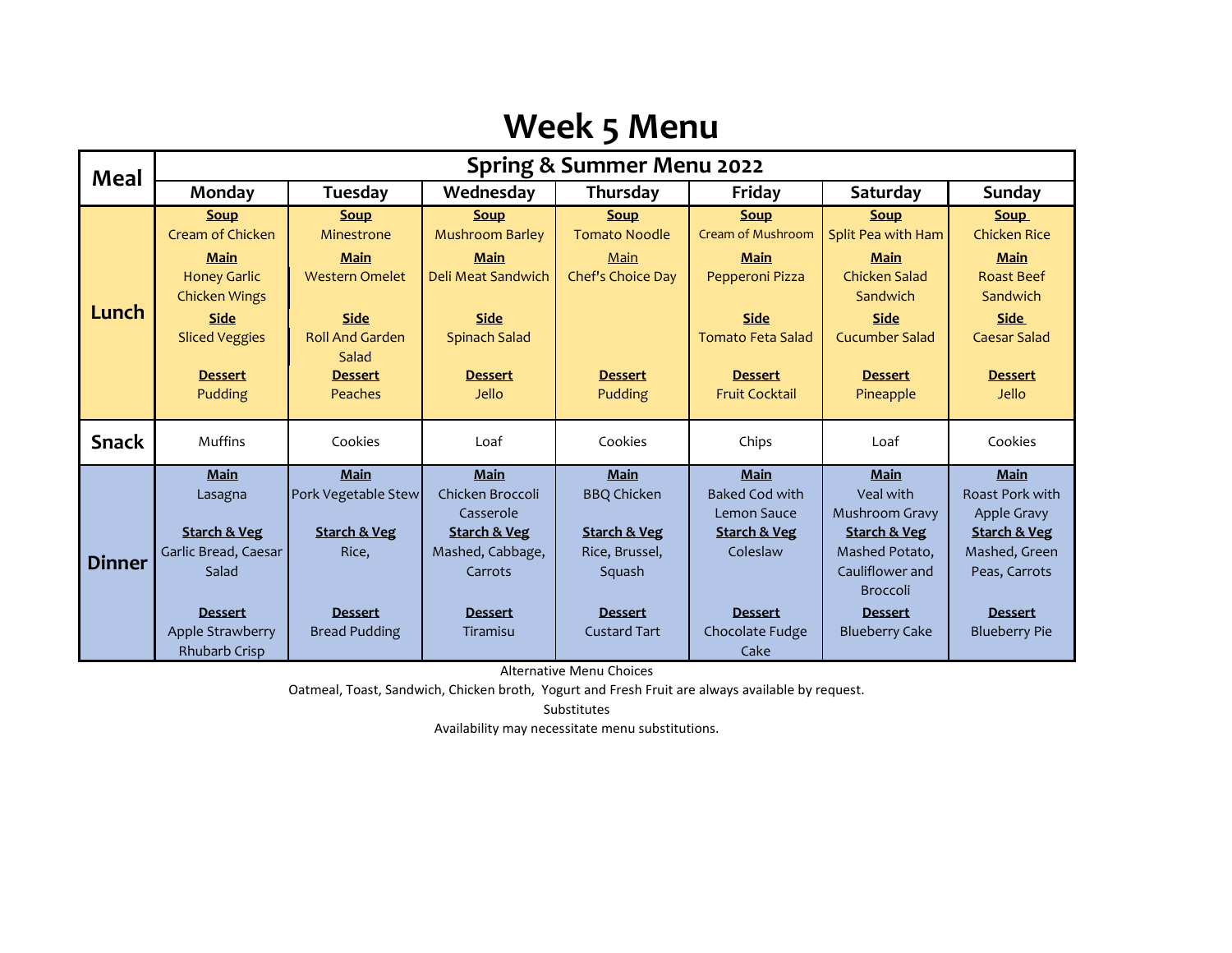# Week 5 Menu

| Meal | Spring & Summer Menu 2022 | | | | | | |
|---|---|---|---|---|---|---|---|
| | Monday | Tuesday | Wednesday | Thursday | Friday | Saturday | Sunday |
| Lunch | **Soup** Cream of Chicken **Main** Honey Garlic Chicken Wings **Side** Sliced Veggies **Dessert** Pudding | **Soup** Minestrone **Main** Western Omelet **Side** Roll And Garden Salad **Dessert** Peaches | **Soup** Mushroom Barley **Main** Deli Meat Sandwich **Side** Spinach Salad **Dessert** Jello | **Soup** Tomato Noodle Main Chef's Choice Day **Dessert** Pudding | **Soup** Cream of Mushroom **Main** Pepperoni Pizza **Side** Tomato Feta Salad **Dessert** Fruit Cocktail | **Soup** Split Pea with Ham **Main** Chicken Salad Sandwich **Side** Cucumber Salad **Dessert** Pineapple | **Soup** Chicken Rice **Main** Roast Beef Sandwich **Side** Caesar Salad **Dessert** Jello |
| Snack | Muffins | Cookies | Loaf | Cookies | Chips | Loaf | Cookies |
| Dinner | **Main** Lasagna **Starch & Veg** Garlic Bread, Caesar Salad **Dessert** Apple Strawberry Rhubarb Crisp | **Main** Pork Vegetable Stew **Starch & Veg** Rice, **Dessert** Bread Pudding | **Main** Chicken Broccoli Casserole **Starch & Veg** Mashed, Cabbage, Carrots **Dessert** Tiramisu | **Main** BBQ Chicken **Starch & Veg** Rice, Brussel, Squash **Dessert** Custard Tart | **Main** Baked Cod with Lemon Sauce **Starch & Veg** Coleslaw **Dessert** Chocolate Fudge Cake | **Main** Veal with Mushroom Gravy **Starch & Veg** Mashed Potato, Cauliflower and Broccoli **Dessert** Blueberry Cake | **Main** Roast Pork with Apple Gravy **Starch & Veg** Mashed, Green Peas, Carrots **Dessert** Blueberry Pie |

Alternative Menu Choices

Oatmeal, Toast, Sandwich, Chicken broth, Yogurt and Fresh Fruit are always available by request.

Substitutes

Availability may necessitate menu substitutions.